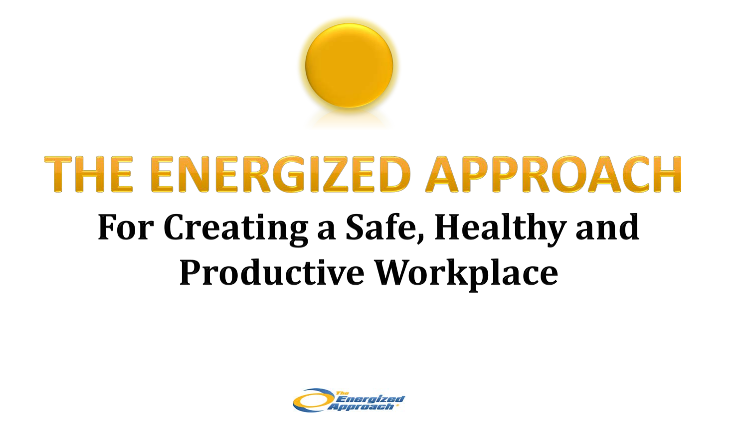# THE ENERGIZED APPROACH

## For Creating a Safe, Healthy and Productive Workplace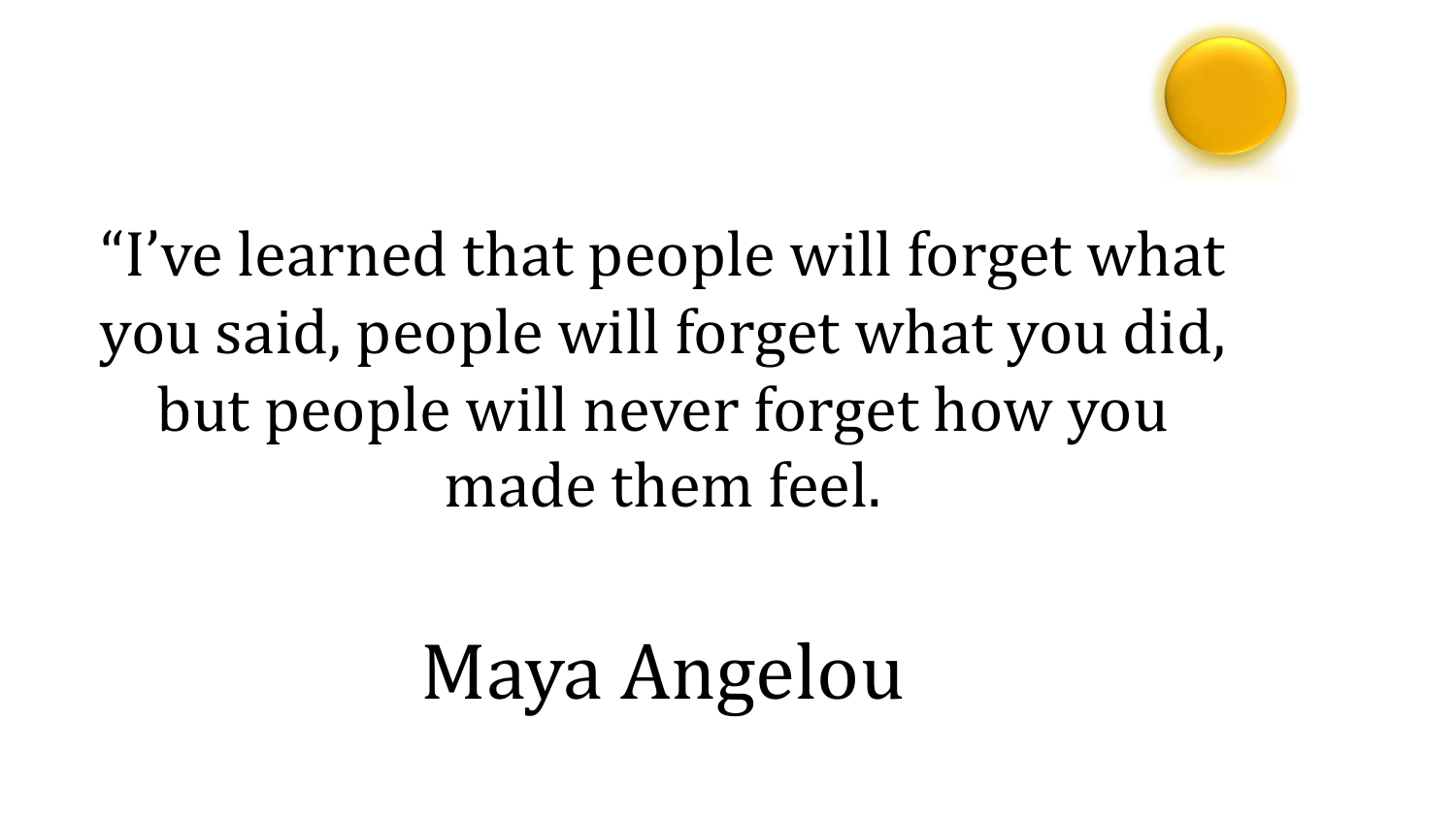"I've learned that people will forget what you said, people will forget what you did, but people will never forget how you made them feel.

Maya Angelou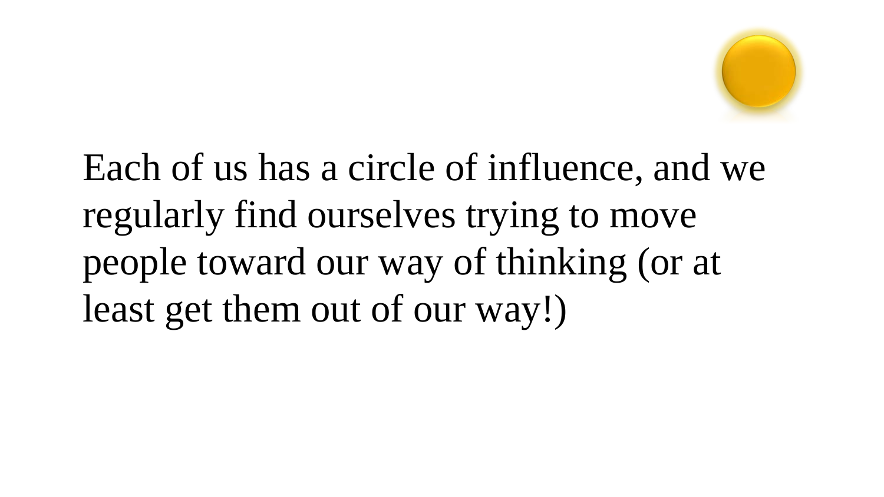Each of us has a circle of influence, and we regularly find ourselves trying to move people toward our way of thinking (or at least get them out of our way!)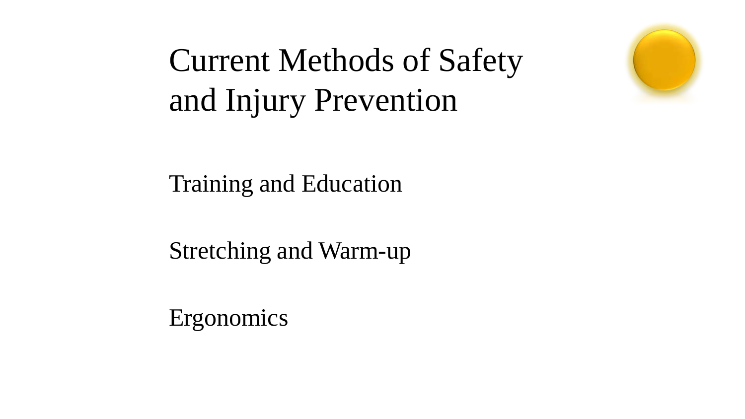# Current Methods of Safety and Injury Prevention

Training and Education

Stretching and Warm-up

Ergonomics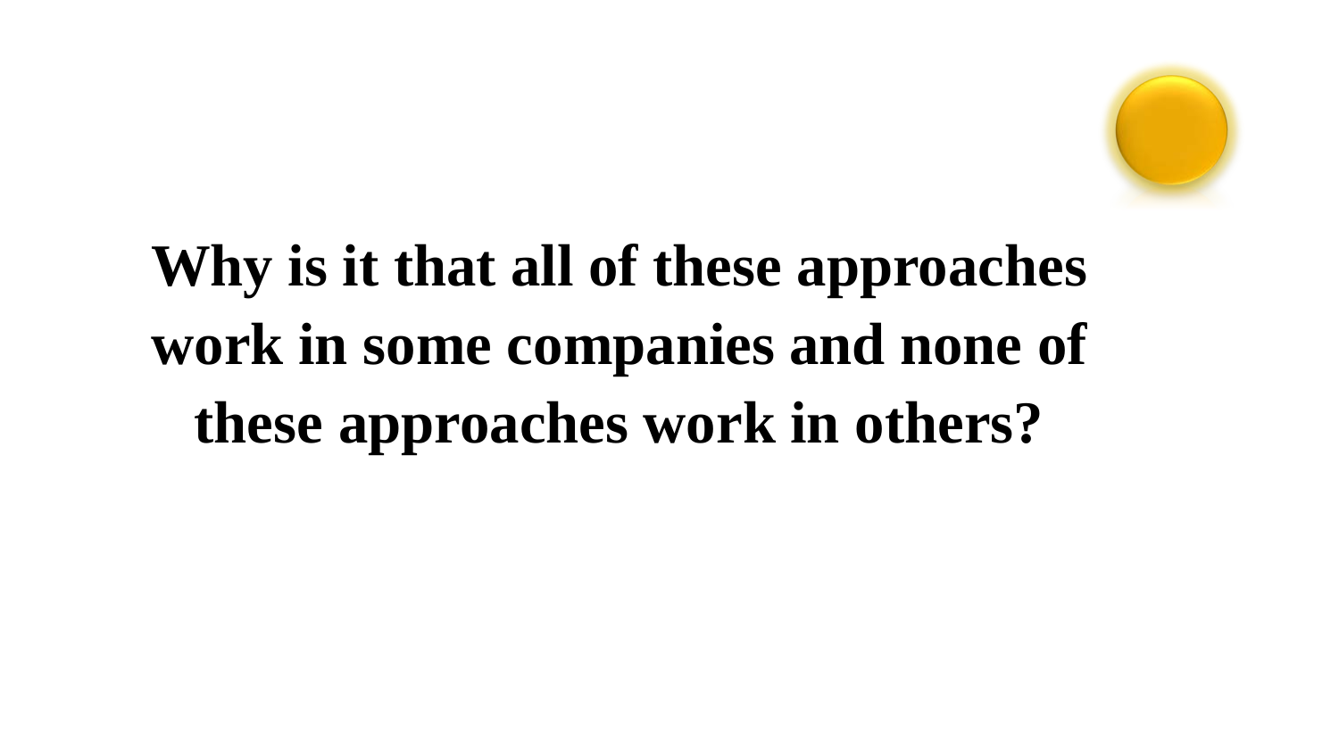**Why is it that all of these approaches work in some companies and none of these approaches work in others?**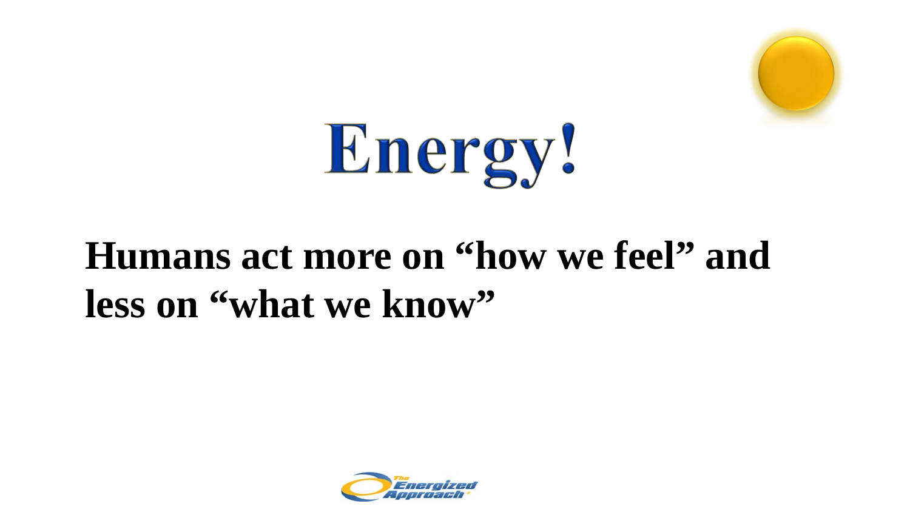# Energy!

**Humans act more on "how we feel" and less on "what we know"**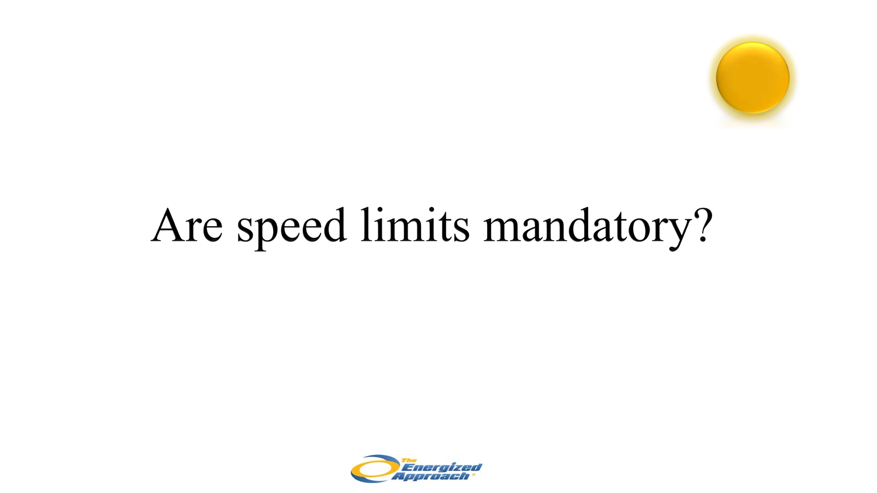Are speed limits mandatory?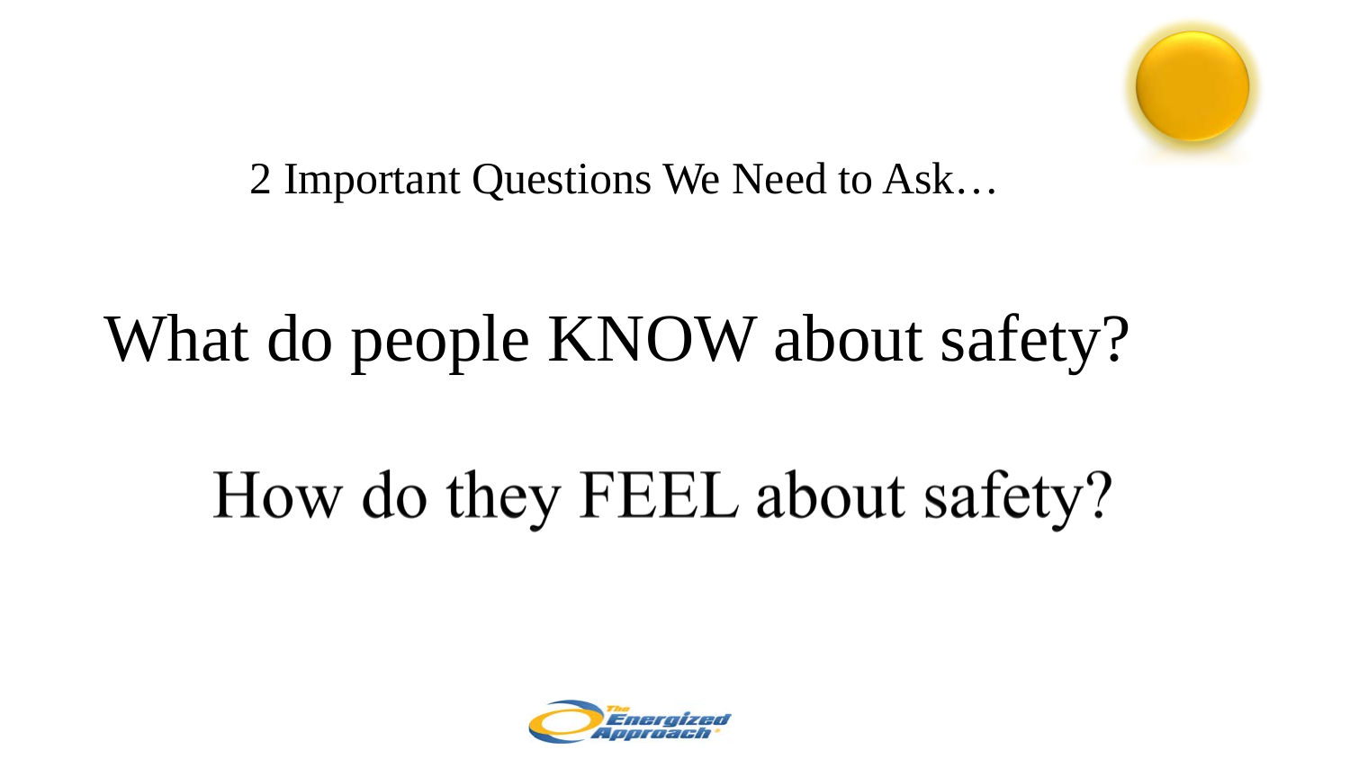2 Important Questions We Need to Ask…

# What do people KNOW about safety?

# How do they FEEL about safety?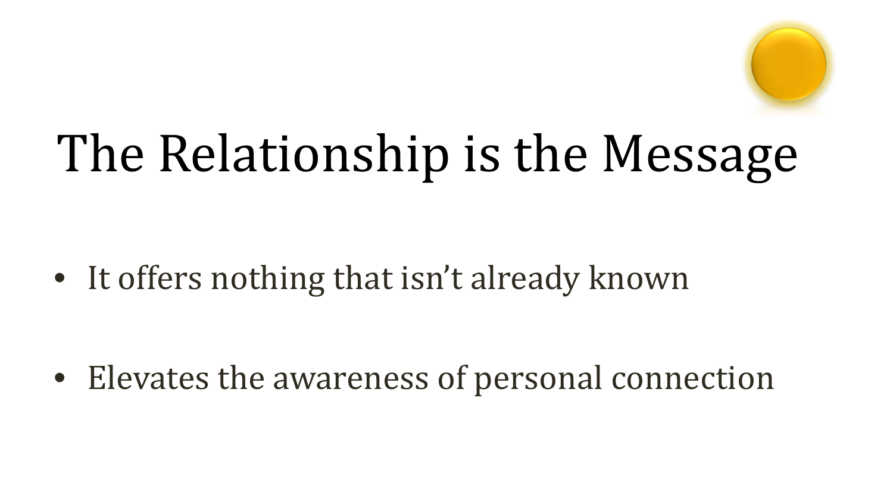# The Relationship is the Message

- It offers nothing that isn't already known
- Elevates the awareness of personal connection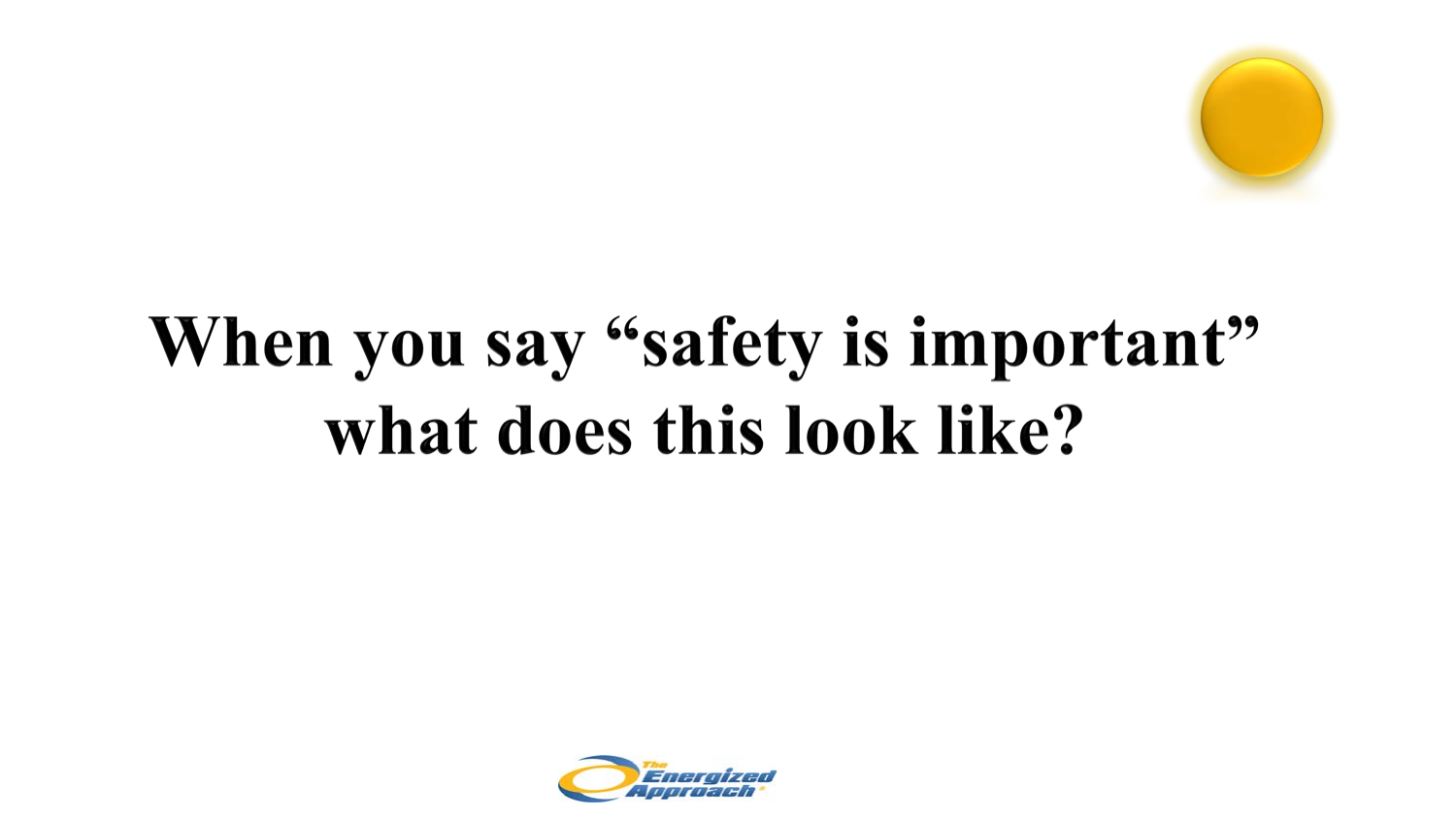# When you say "safety is important" what does this look like?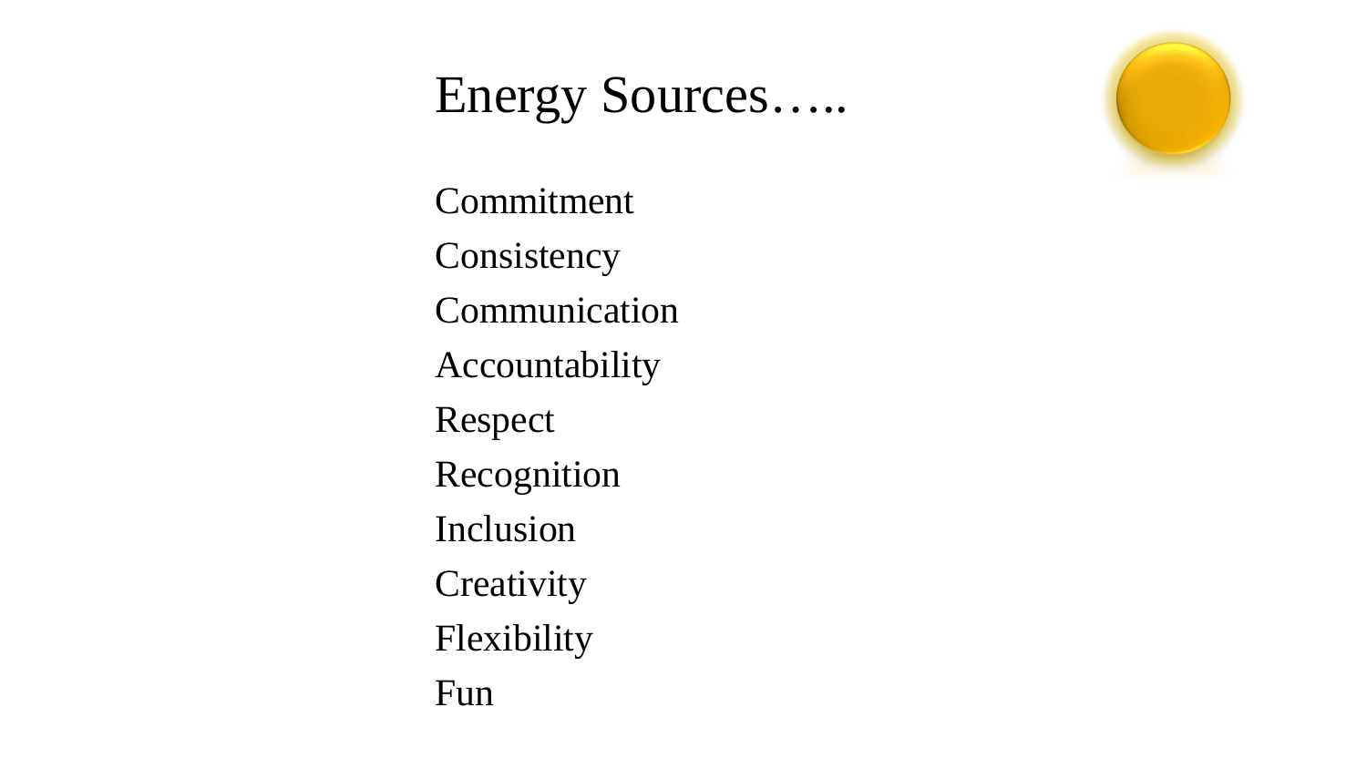# Energy Sources…..

Commitment

Consistency

Communication

Accountability

Respect

Recognition

Inclusion

Creativity

Flexibility

Fun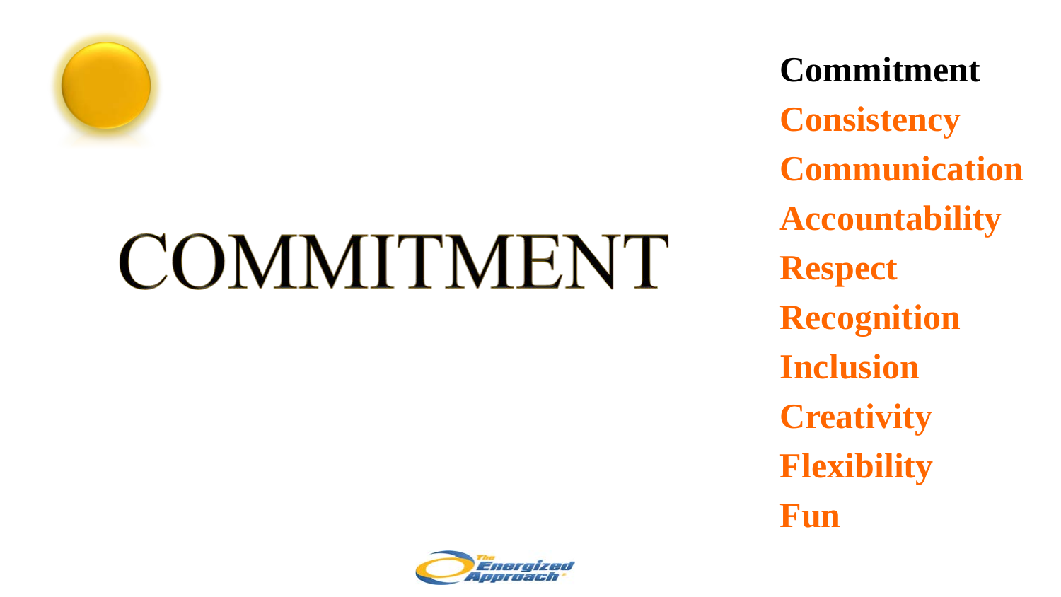# COMMITMENT

**Commitment**
**Consistency**
**Communication**
**Accountability**
**Respect**
**Recognition**
**Inclusion**
**Creativity**
**Flexibility**
**Fun**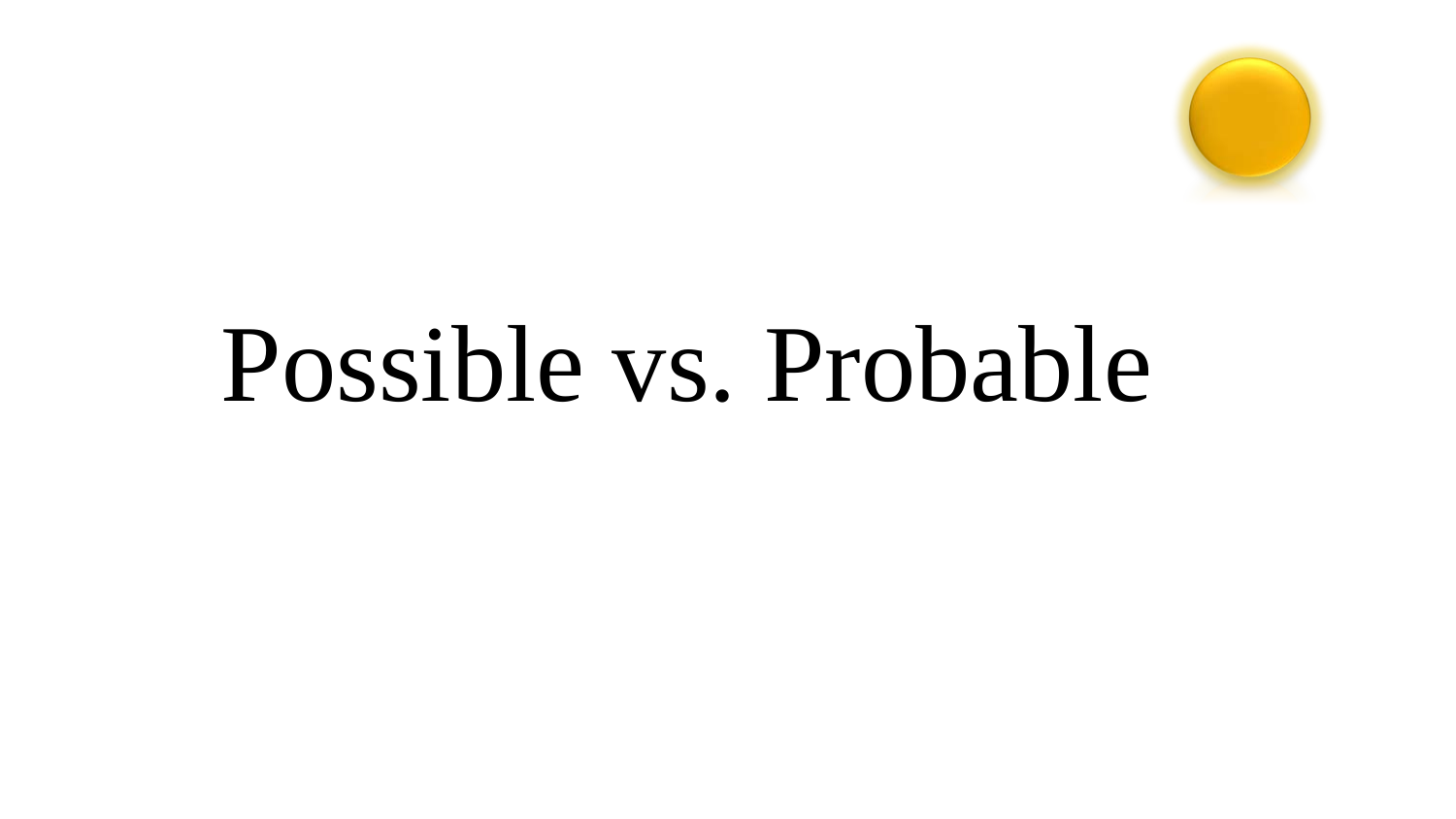# Possible vs. Probable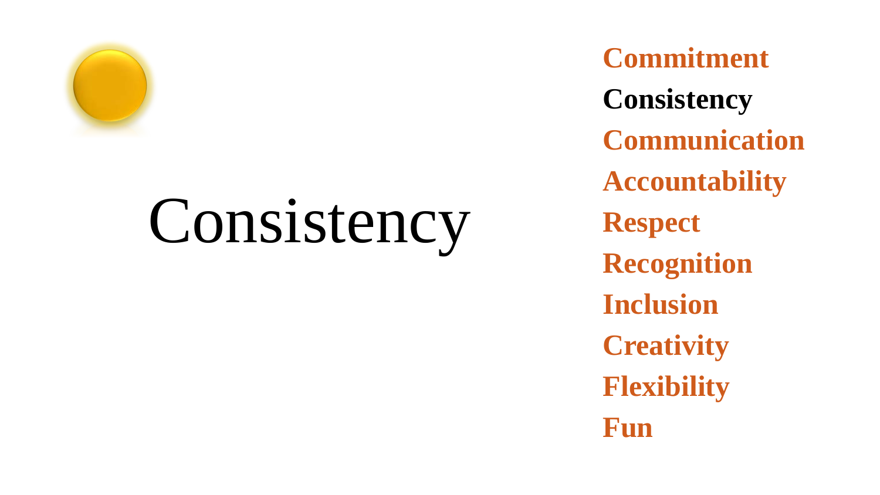# Consistency

- Commitment
- **Consistency**
- Communication
- Accountability
- Respect
- Recognition
- Inclusion
- Creativity
- Flexibility
- Fun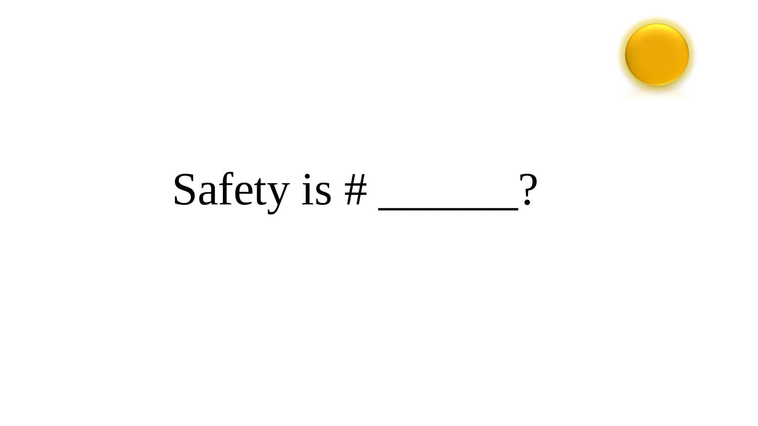Safety is # _______?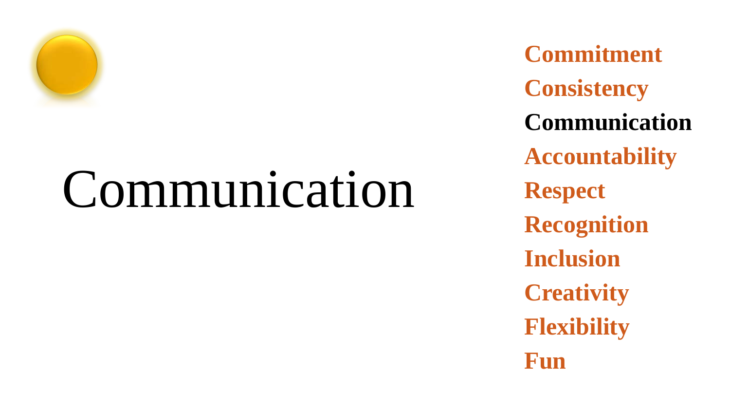# Communication

- Commitment
- Consistency
- **Communication**
- Accountability
- Respect
- Recognition
- Inclusion
- Creativity
- Flexibility
- Fun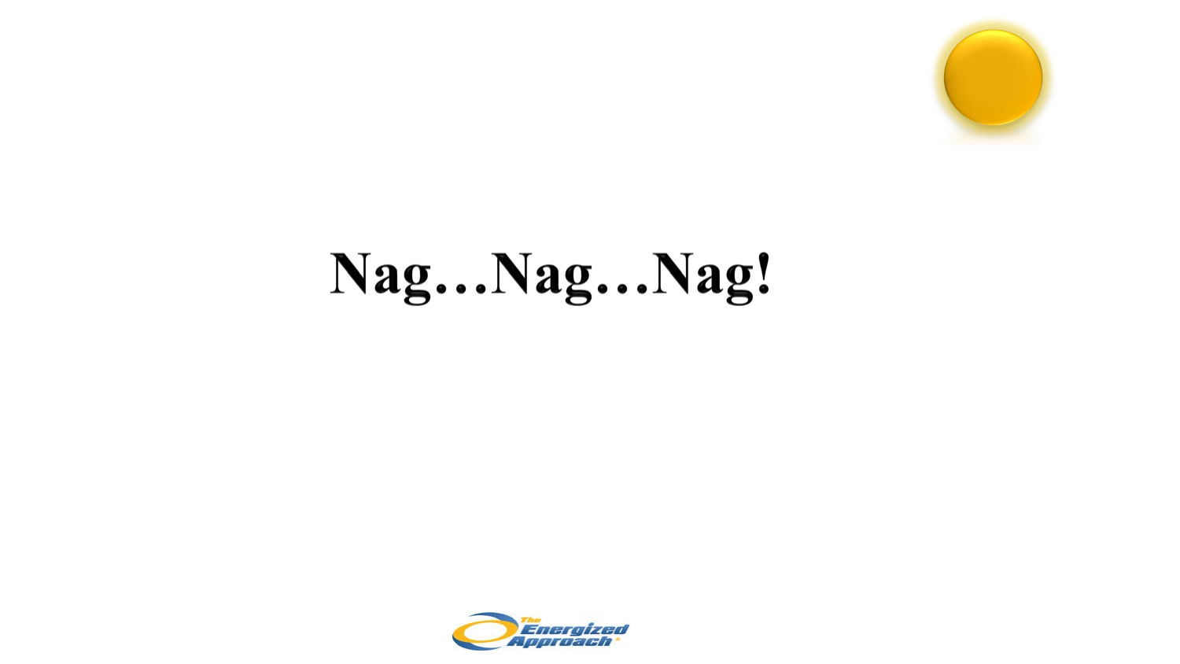# Nag…Nag…Nag!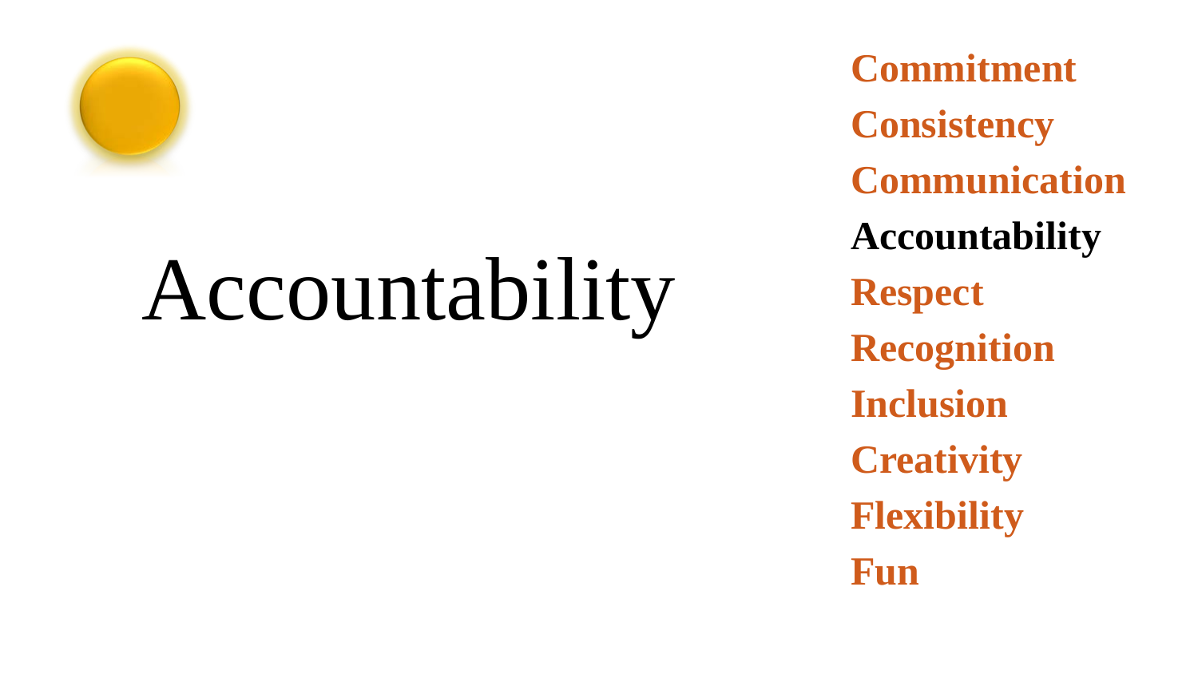# Accountability

- Commitment
- Consistency
- Communication
- **Accountability**
- Respect
- Recognition
- Inclusion
- Creativity
- Flexibility
- Fun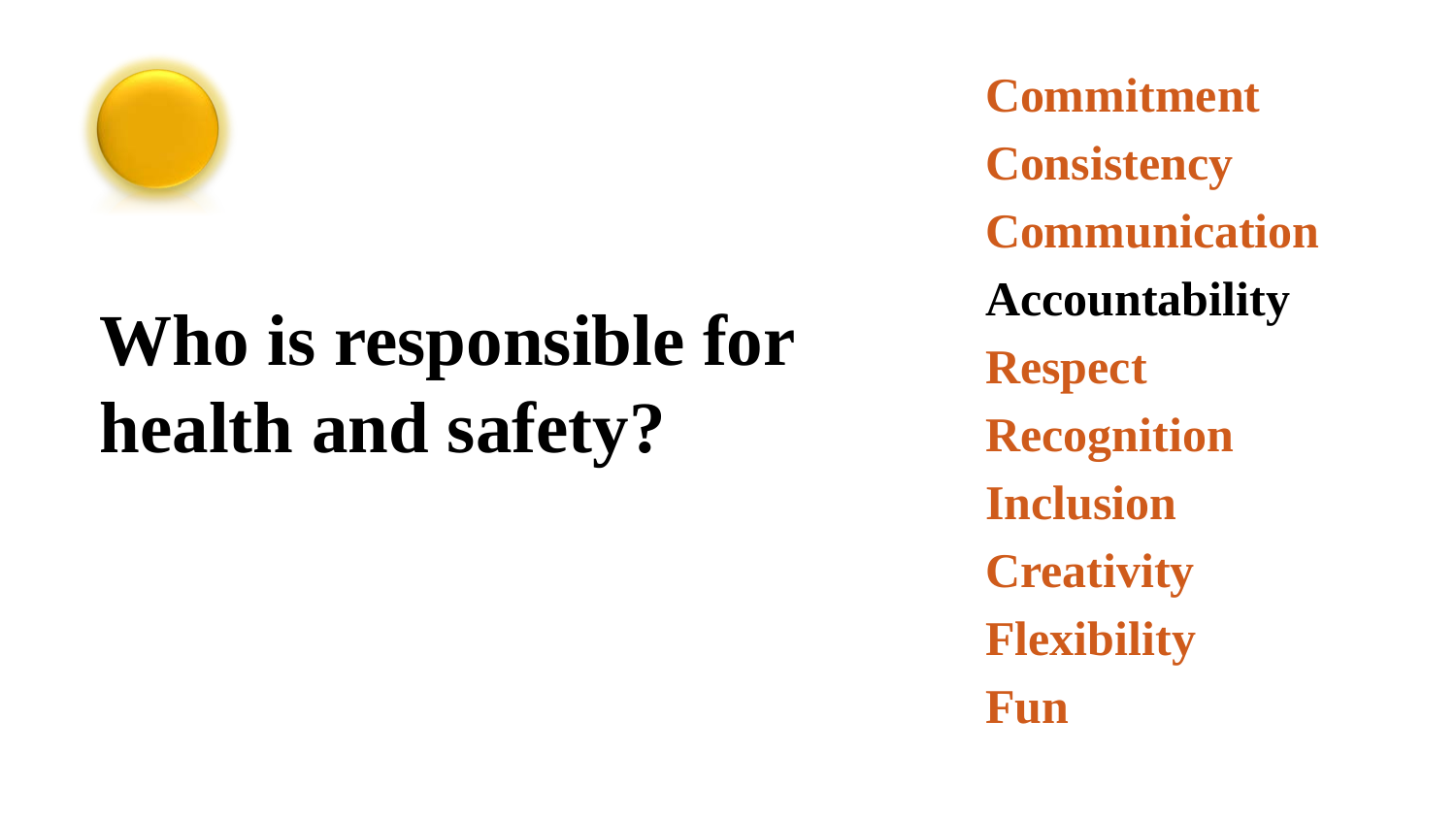# Who is responsible for health and safety?

- Commitment
- Consistency
- Communication
- **Accountability**
- Respect
- Recognition
- Inclusion
- Creativity
- Flexibility
- Fun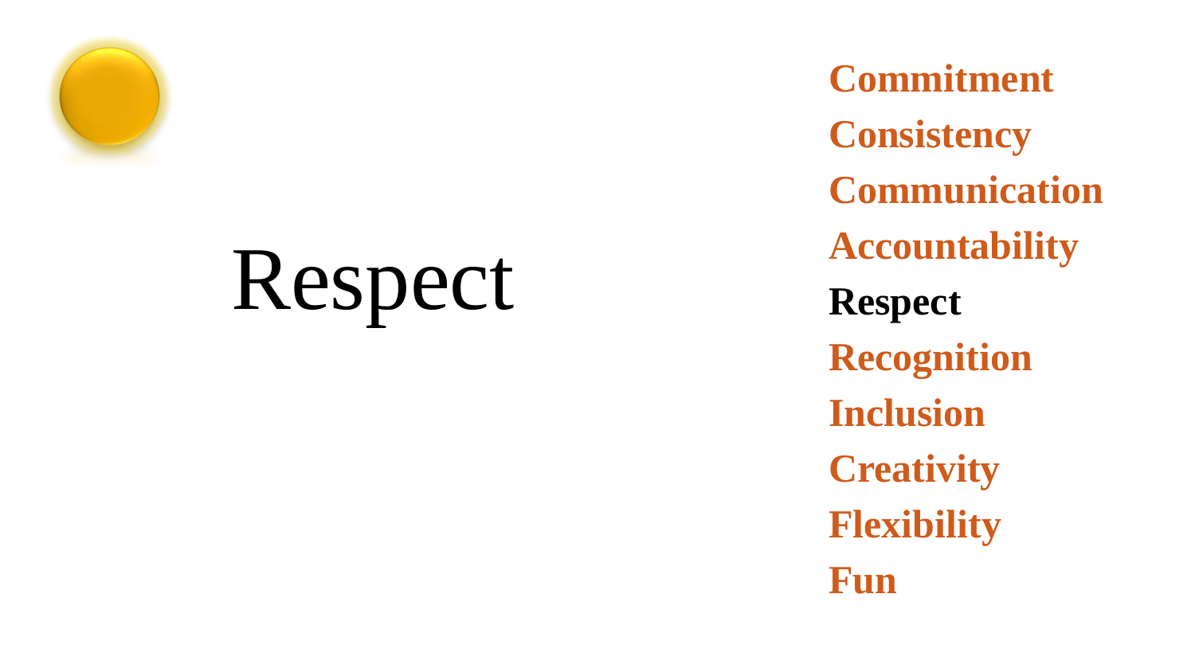# Respect

- Commitment
- Consistency
- Communication
- Accountability
- **Respect**
- Recognition
- Inclusion
- Creativity
- Flexibility
- Fun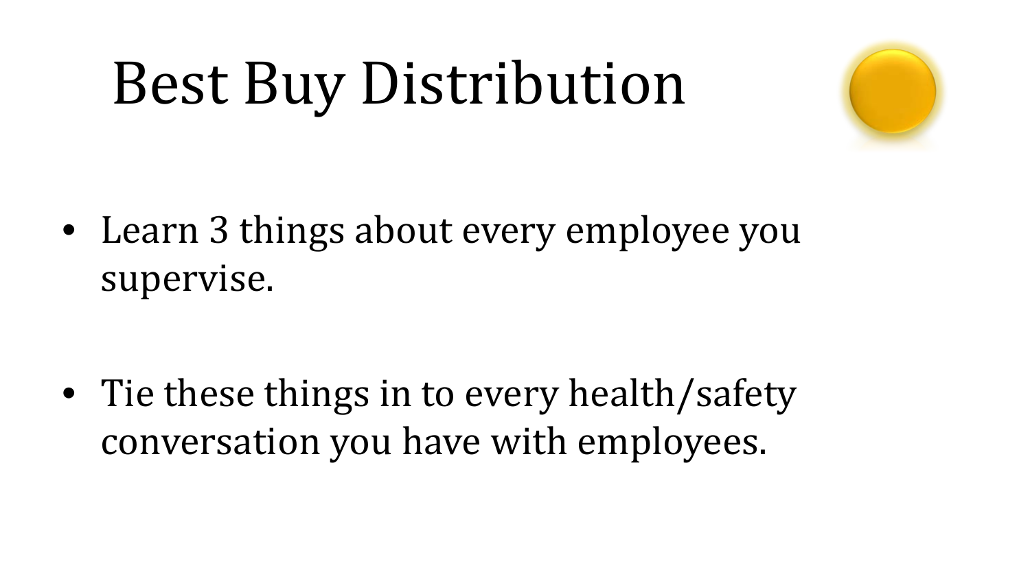# Best Buy Distribution

- Learn 3 things about every employee you supervise.

- Tie these things in to every health/safety conversation you have with employees.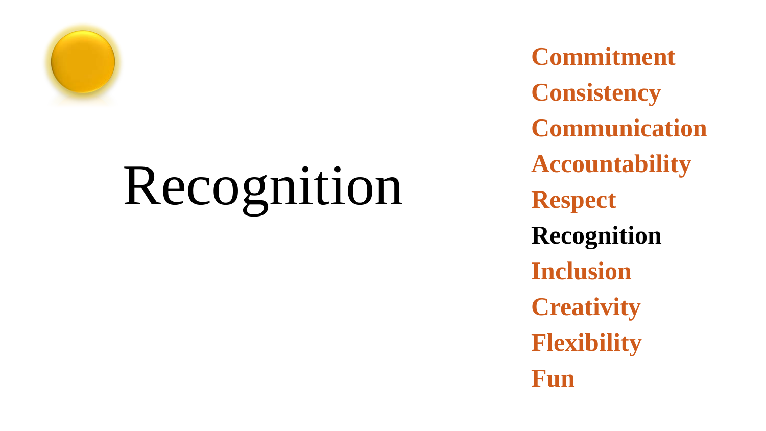# Recognition

- Commitment
- Consistency
- Communication
- Accountability
- Respect
- **Recognition**
- Inclusion
- Creativity
- Flexibility
- Fun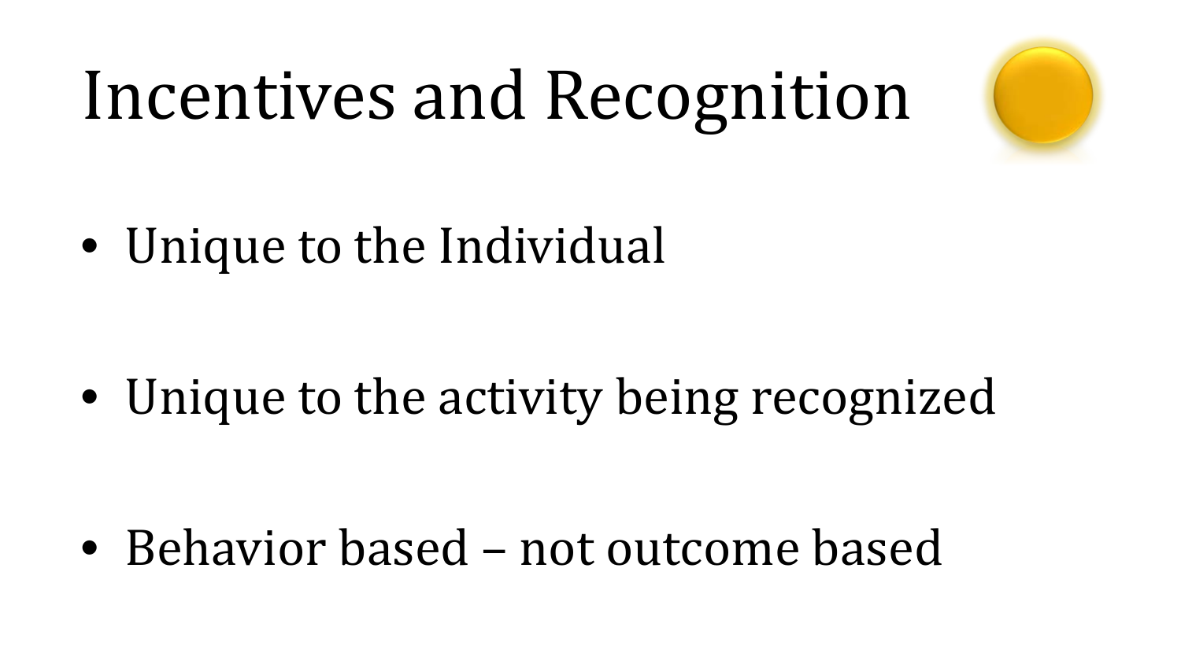# Incentives and Recognition

- Unique to the Individual
- Unique to the activity being recognized
- Behavior based – not outcome based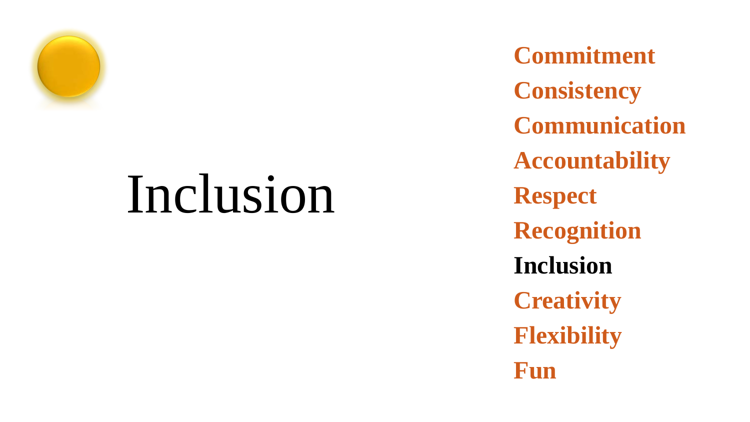# Inclusion

- **Commitment**
- **Consistency**
- **Communication**
- **Accountability**
- **Respect**
- **Recognition**
- **Inclusion**
- **Creativity**
- **Flexibility**
- **Fun**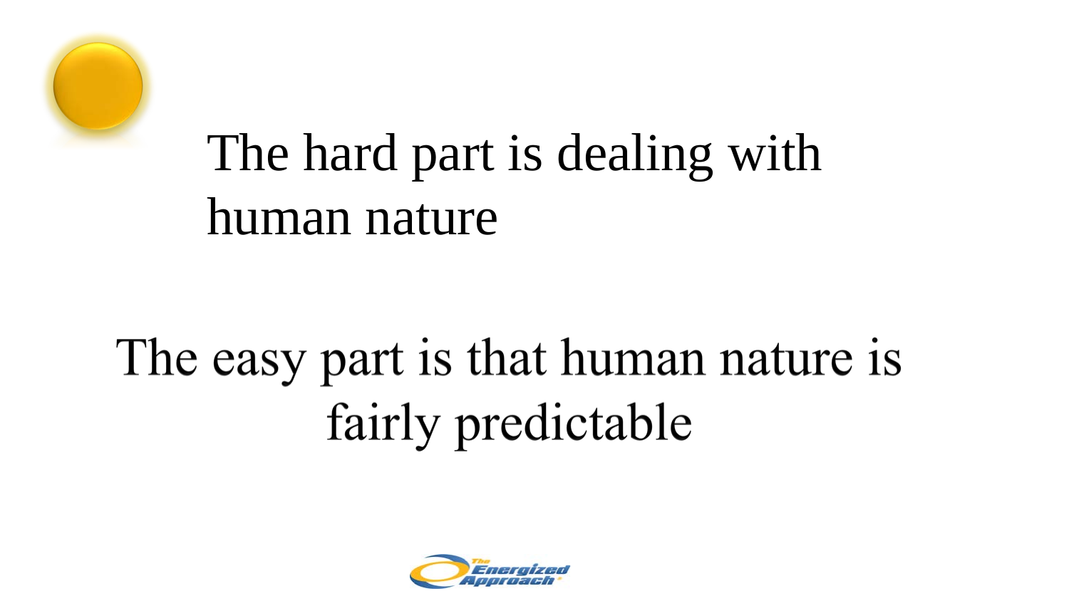The hard part is dealing with human nature

The easy part is that human nature is fairly predictable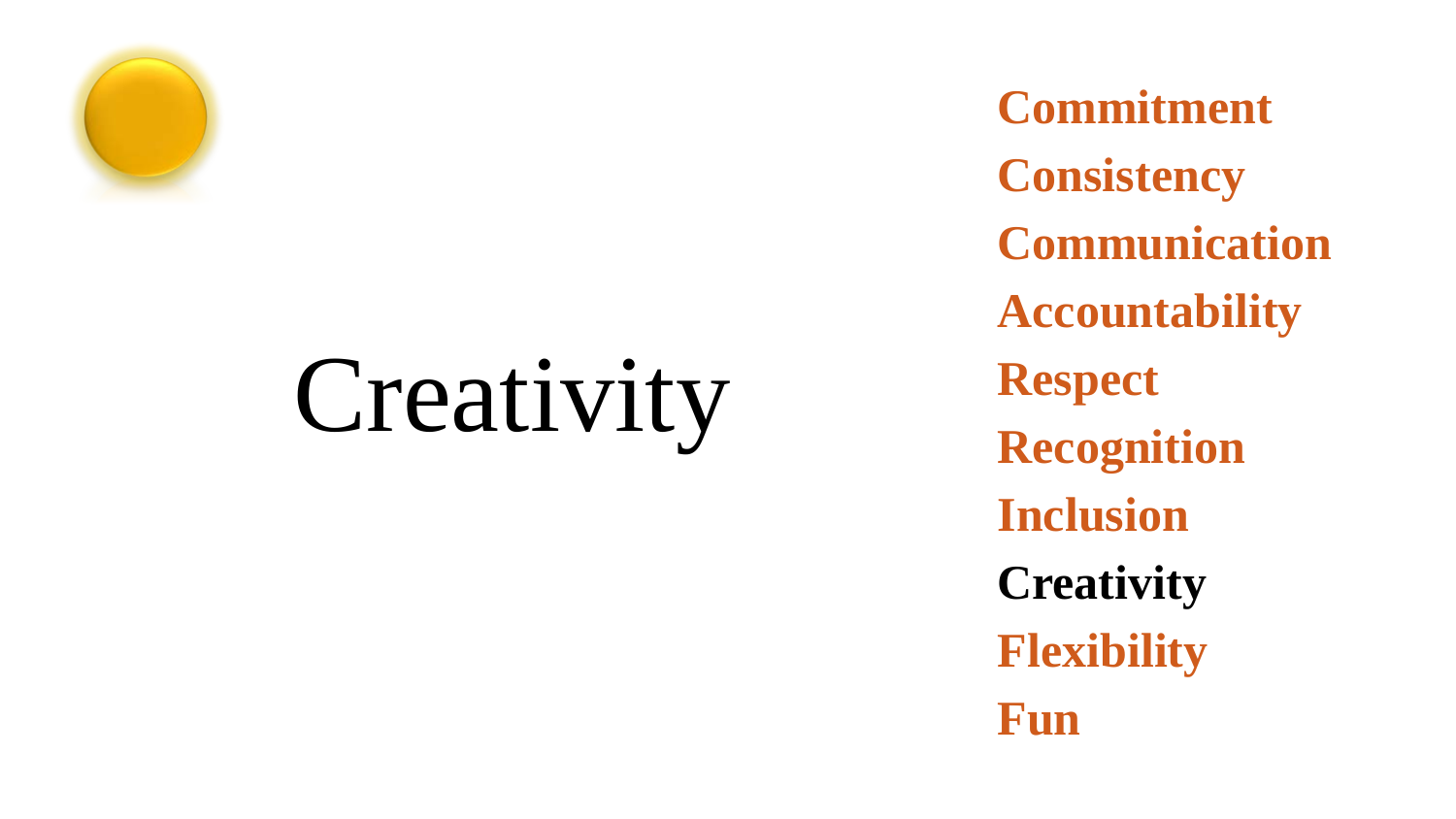# Creativity

- **Commitment**
- **Consistency**
- **Communication**
- **Accountability**
- **Respect**
- **Recognition**
- **Inclusion**
- **Creativity**
- **Flexibility**
- **Fun**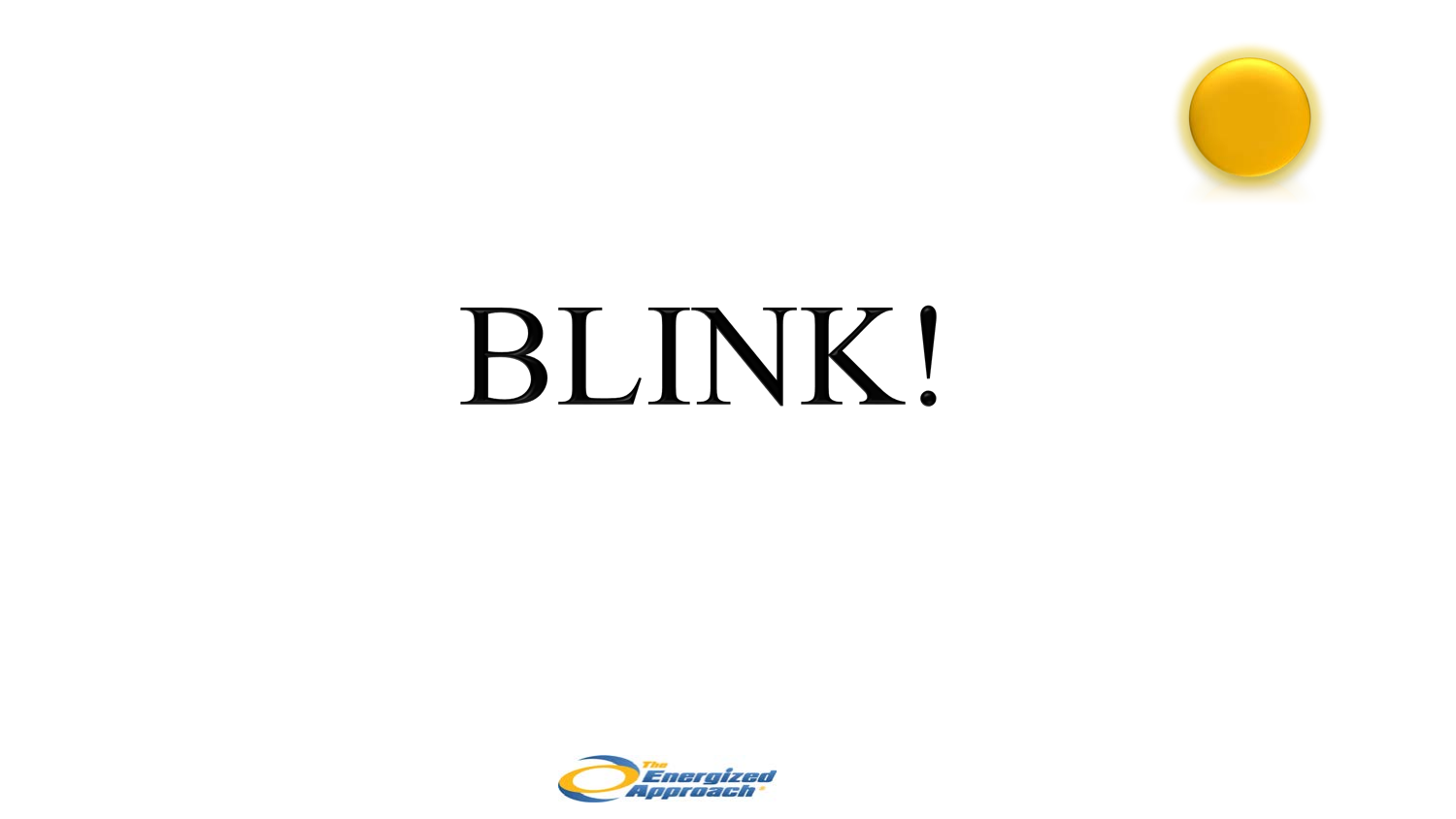# BLINK!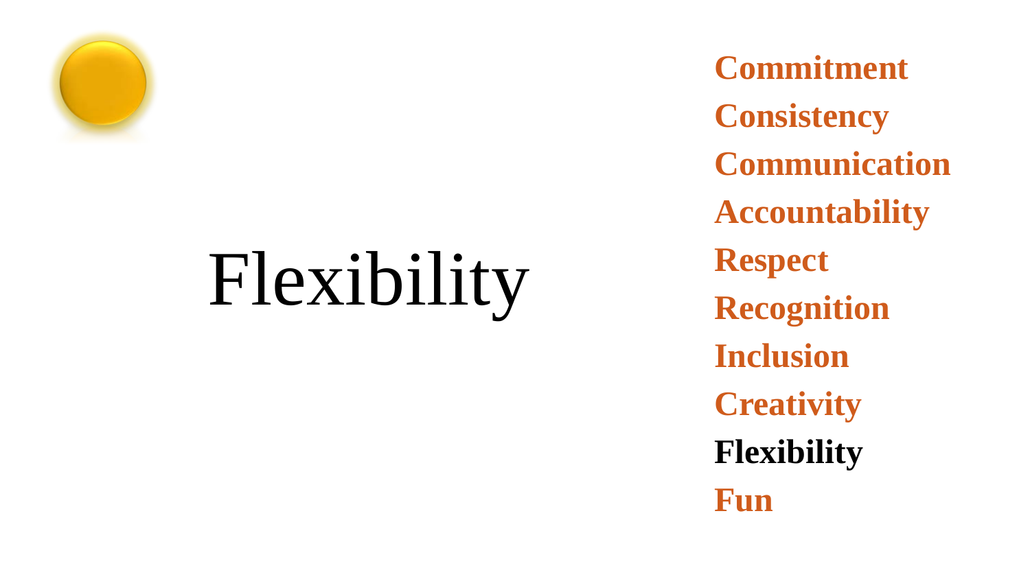# Flexibility

- Commitment
- Consistency
- Communication
- Accountability
- Respect
- Recognition
- Inclusion
- Creativity
- **Flexibility**
- Fun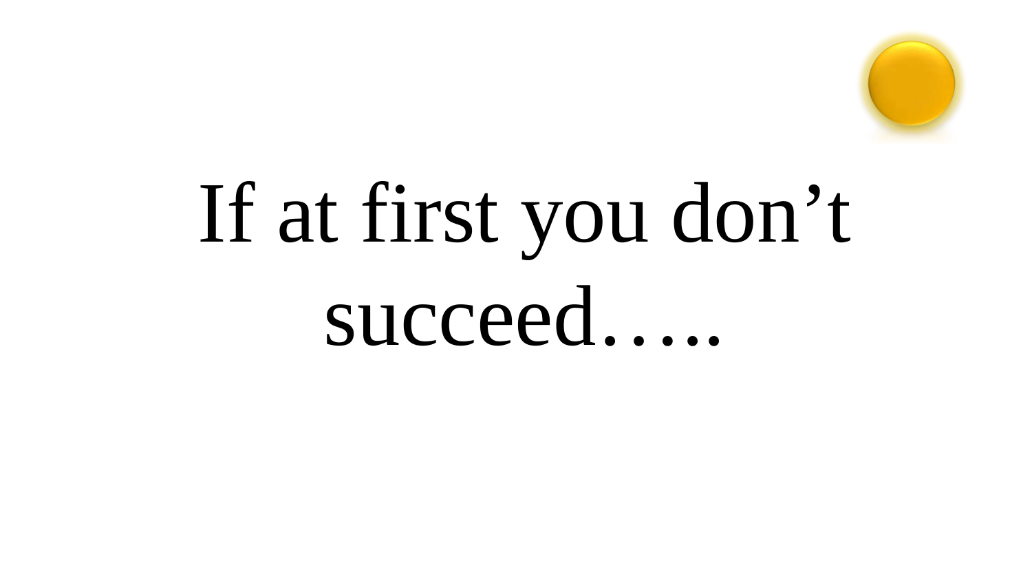If at first you don't succeed…..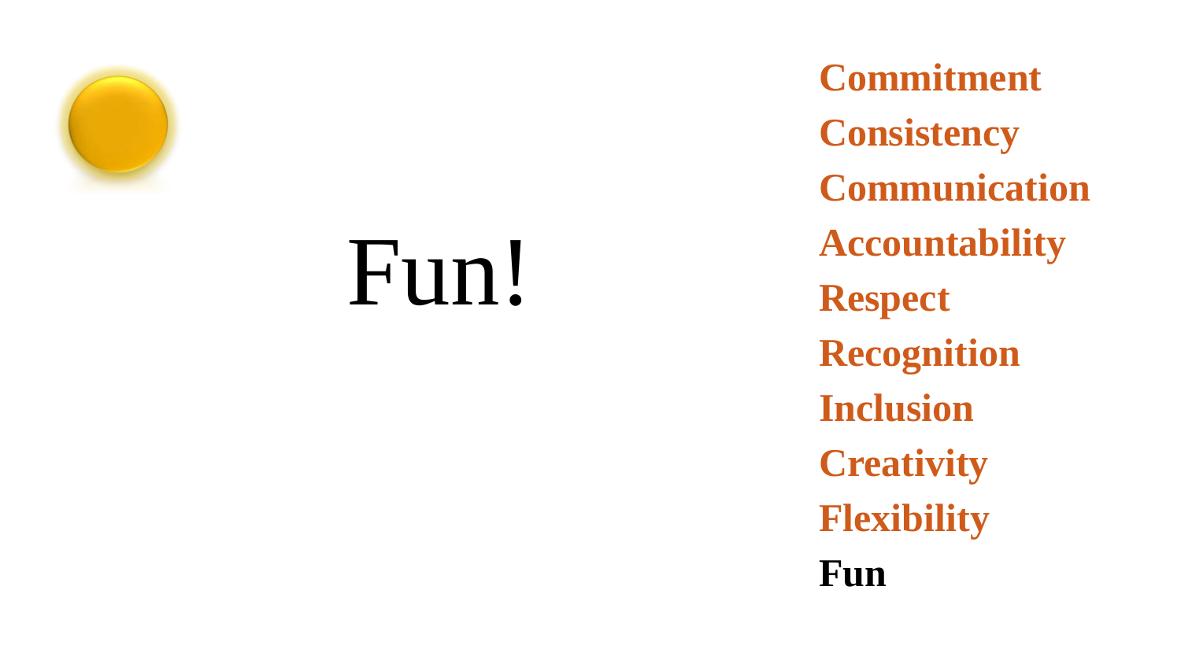# Fun!

- **Commitment**
- **Consistency**
- **Communication**
- **Accountability**
- **Respect**
- **Recognition**
- **Inclusion**
- **Creativity**
- **Flexibility**
- **Fun**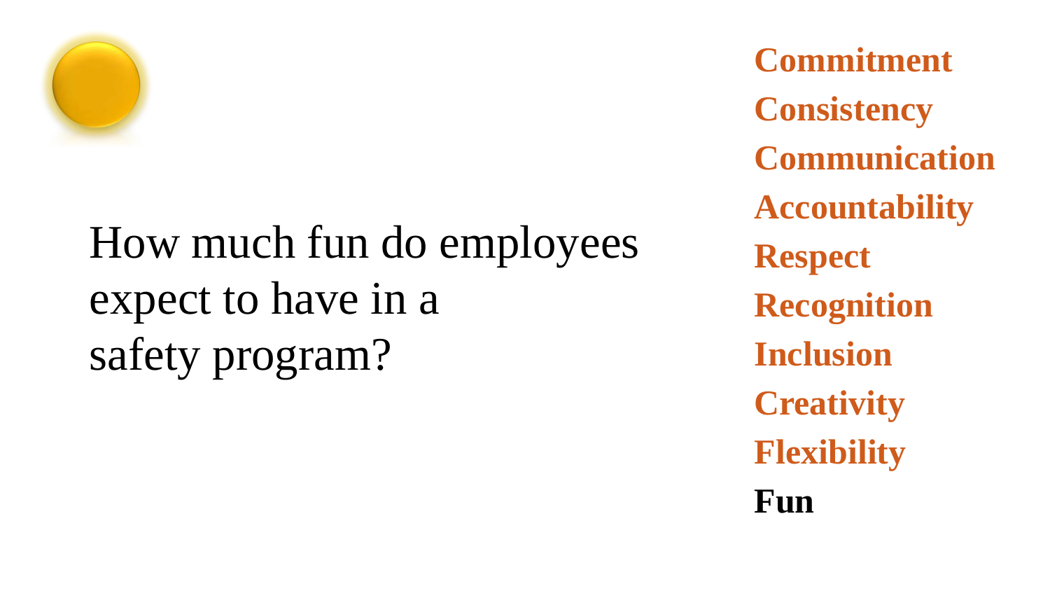How much fun do employees expect to have in a safety program?

**Commitment**
**Consistency**
**Communication**
**Accountability**
**Respect**
**Recognition**
**Inclusion**
**Creativity**
**Flexibility**
**Fun**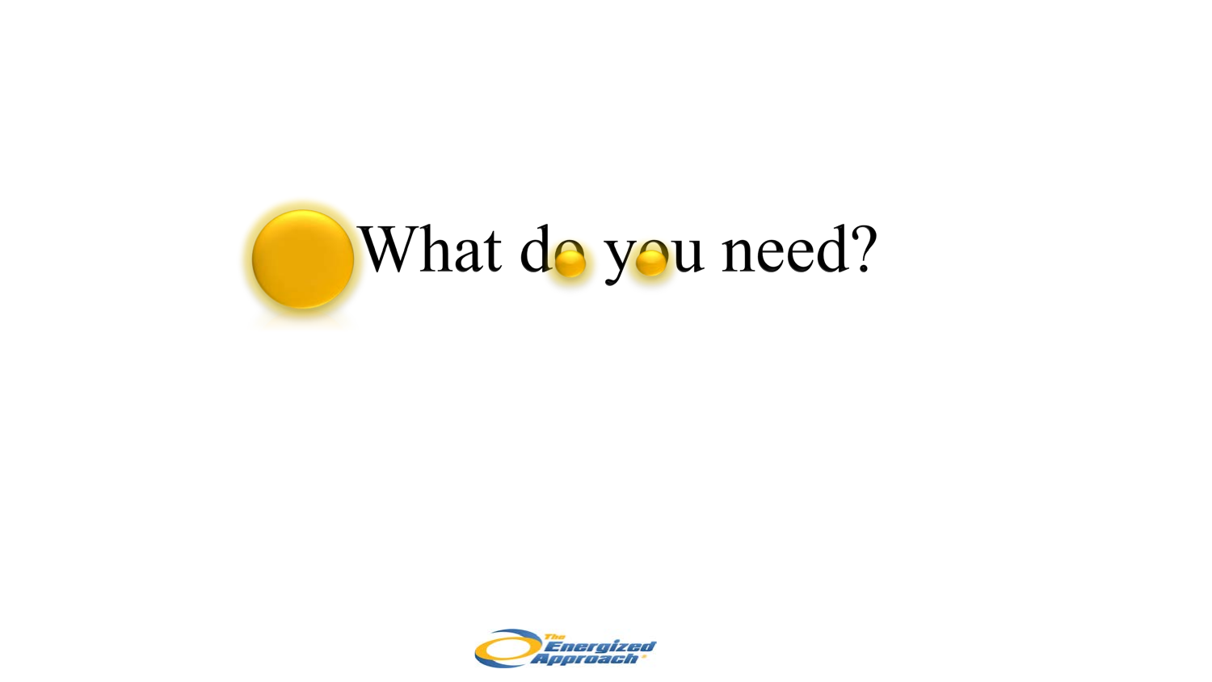What do you need?

The Energized Approach